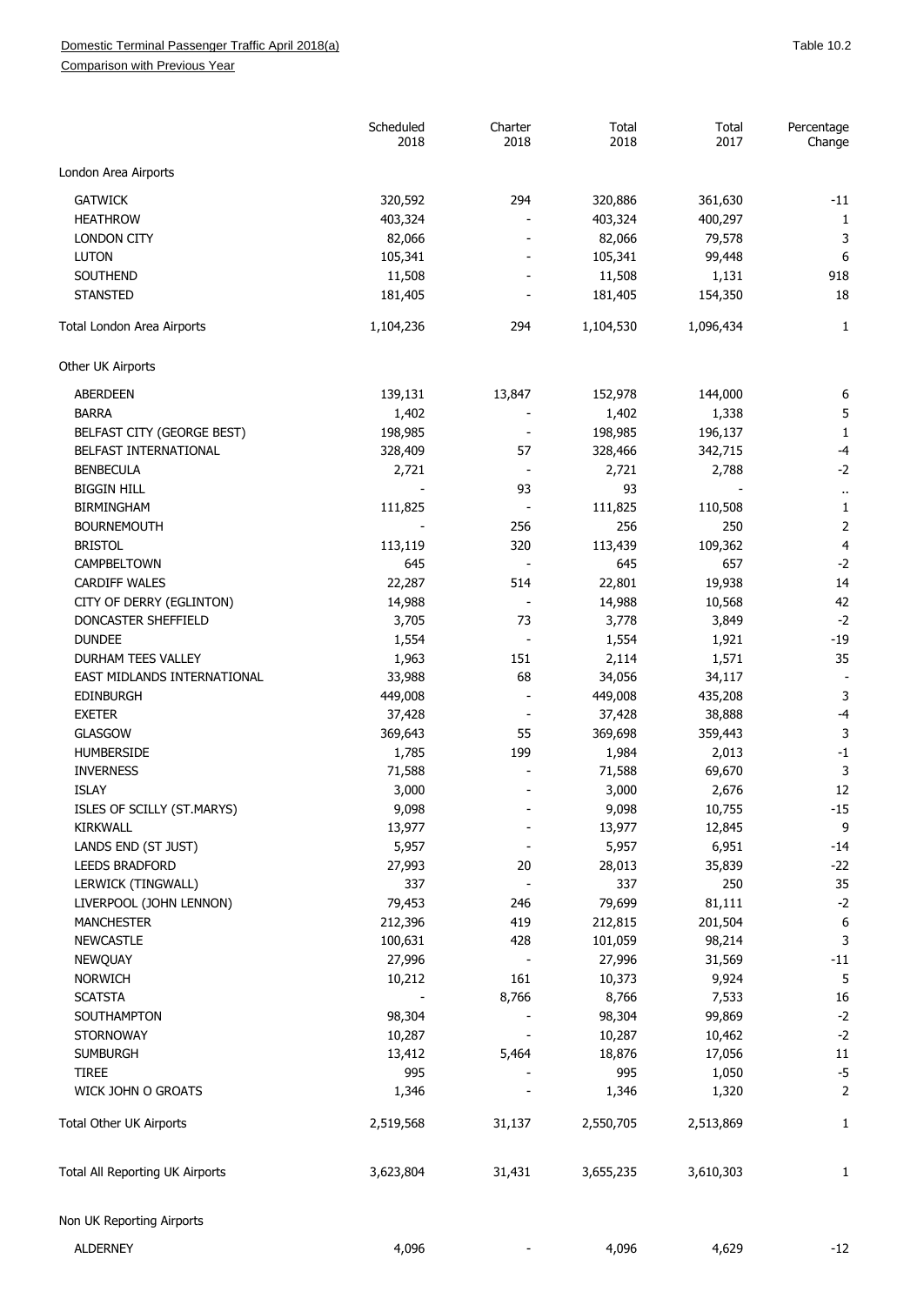Domestic Terminal Passenger Traffic April 2018(a)

Comparison with Previous Year

Table 10.2

| | Scheduled 2018 | Charter 2018 | Total 2018 | Total 2017 | Percentage Change |
|---|---|---|---|---|---|
| London Area Airports | | | | | |
| GATWICK | 320,592 | 294 | 320,886 | 361,630 | -11 |
| HEATHROW | 403,324 | - | 403,324 | 400,297 | 1 |
| LONDON CITY | 82,066 | - | 82,066 | 79,578 | 3 |
| LUTON | 105,341 | - | 105,341 | 99,448 | 6 |
| SOUTHEND | 11,508 | - | 11,508 | 1,131 | 918 |
| STANSTED | 181,405 | - | 181,405 | 154,350 | 18 |
| Total London Area Airports | 1,104,236 | 294 | 1,104,530 | 1,096,434 | 1 |
| Other UK Airports | | | | | |
| ABERDEEN | 139,131 | 13,847 | 152,978 | 144,000 | 6 |
| BARRA | 1,402 | - | 1,402 | 1,338 | 5 |
| BELFAST CITY (GEORGE BEST) | 198,985 | - | 198,985 | 196,137 | 1 |
| BELFAST INTERNATIONAL | 328,409 | 57 | 328,466 | 342,715 | -4 |
| BENBECULA | 2,721 | - | 2,721 | 2,788 | -2 |
| BIGGIN HILL | - | 93 | 93 | - | .. |
| BIRMINGHAM | 111,825 | - | 111,825 | 110,508 | 1 |
| BOURNEMOUTH | - | 256 | 256 | 250 | 2 |
| BRISTOL | 113,119 | 320 | 113,439 | 109,362 | 4 |
| CAMPBELTOWN | 645 | - | 645 | 657 | -2 |
| CARDIFF WALES | 22,287 | 514 | 22,801 | 19,938 | 14 |
| CITY OF DERRY (EGLINTON) | 14,988 | - | 14,988 | 10,568 | 42 |
| DONCASTER SHEFFIELD | 3,705 | 73 | 3,778 | 3,849 | -2 |
| DUNDEE | 1,554 | - | 1,554 | 1,921 | -19 |
| DURHAM TEES VALLEY | 1,963 | 151 | 2,114 | 1,571 | 35 |
| EAST MIDLANDS INTERNATIONAL | 33,988 | 68 | 34,056 | 34,117 | - |
| EDINBURGH | 449,008 | - | 449,008 | 435,208 | 3 |
| EXETER | 37,428 | - | 37,428 | 38,888 | -4 |
| GLASGOW | 369,643 | 55 | 369,698 | 359,443 | 3 |
| HUMBERSIDE | 1,785 | 199 | 1,984 | 2,013 | -1 |
| INVERNESS | 71,588 | - | 71,588 | 69,670 | 3 |
| ISLAY | 3,000 | - | 3,000 | 2,676 | 12 |
| ISLES OF SCILLY (ST.MARYS) | 9,098 | - | 9,098 | 10,755 | -15 |
| KIRKWALL | 13,977 | - | 13,977 | 12,845 | 9 |
| LANDS END (ST JUST) | 5,957 | - | 5,957 | 6,951 | -14 |
| LEEDS BRADFORD | 27,993 | 20 | 28,013 | 35,839 | -22 |
| LERWICK (TINGWALL) | 337 | - | 337 | 250 | 35 |
| LIVERPOOL (JOHN LENNON) | 79,453 | 246 | 79,699 | 81,111 | -2 |
| MANCHESTER | 212,396 | 419 | 212,815 | 201,504 | 6 |
| NEWCASTLE | 100,631 | 428 | 101,059 | 98,214 | 3 |
| NEWQUAY | 27,996 | - | 27,996 | 31,569 | -11 |
| NORWICH | 10,212 | 161 | 10,373 | 9,924 | 5 |
| SCATSTA | - | 8,766 | 8,766 | 7,533 | 16 |
| SOUTHAMPTON | 98,304 | - | 98,304 | 99,869 | -2 |
| STORNOWAY | 10,287 | - | 10,287 | 10,462 | -2 |
| SUMBURGH | 13,412 | 5,464 | 18,876 | 17,056 | 11 |
| TIREE | 995 | - | 995 | 1,050 | -5 |
| WICK JOHN O GROATS | 1,346 | - | 1,346 | 1,320 | 2 |
| Total Other UK Airports | 2,519,568 | 31,137 | 2,550,705 | 2,513,869 | 1 |
| Total All Reporting UK Airports | 3,623,804 | 31,431 | 3,655,235 | 3,610,303 | 1 |
| Non UK Reporting Airports | | | | | |
| ALDERNEY | 4,096 | - | 4,096 | 4,629 | -12 |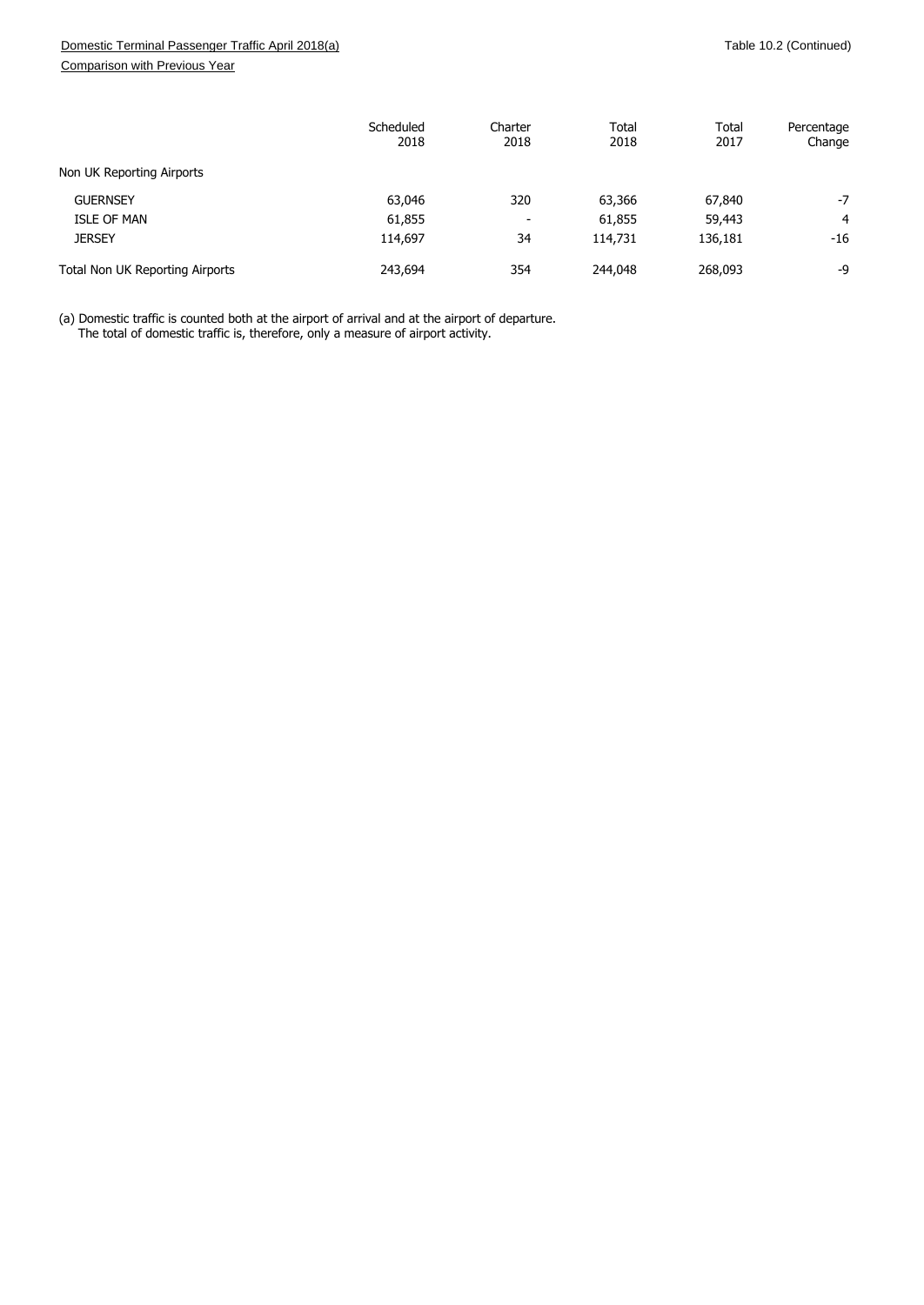Domestic Terminal Passenger Traffic April 2018(a)

Comparison with Previous Year

Table 10.2 (Continued)

| | Scheduled 2018 | Charter 2018 | Total 2018 | Total 2017 | Percentage Change |
|---|---|---|---|---|---|
| Non UK Reporting Airports | | | | | |
| GUERNSEY | 63,046 | 320 | 63,366 | 67,840 | -7 |
| ISLE OF MAN | 61,855 | - | 61,855 | 59,443 | 4 |
| JERSEY | 114,697 | 34 | 114,731 | 136,181 | -16 |
| Total Non UK Reporting Airports | 243,694 | 354 | 244,048 | 268,093 | -9 |

(a) Domestic traffic is counted both at the airport of arrival and at the airport of departure.
The total of domestic traffic is, therefore, only a measure of airport activity.